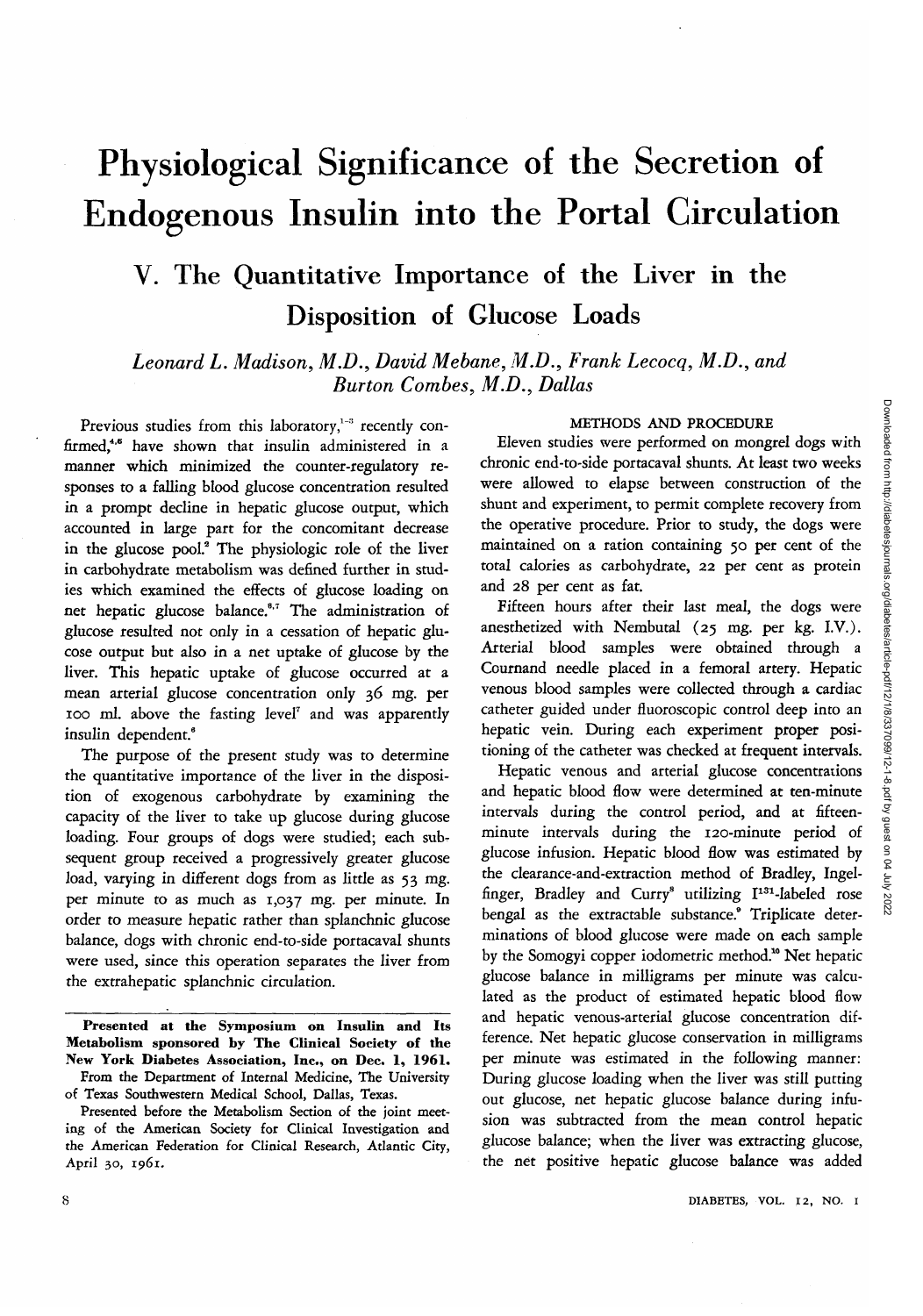# Physiological Significance of the Secretion of Endogenous Insulin into the Portal Circulation

## V. The Quantitative Importance of the Liver in the Disposition of Glucose Loads

*Leonard L. Madison, M.D., David Mebane, M.D., Frank Lecocq, M.D., and Burton Combes, M.D., Dallas*

Previous studies from this laboratory,[1-3] recently confirmed,[4,5] have shown that insulin administered in a manner which minimized the counter-regulatory responses to a falling blood glucose concentration resulted in a prompt decline in hepatic glucose output, which accounted in large part for the concomitant decrease in the glucose pool.[2] The physiologic role of the liver in carbohydrate metabolism was defined further in studies which examined the effects of glucose loading on net hepatic glucose balance.[6,7] The administration of glucose resulted not only in a cessation of hepatic glucose output but also in a net uptake of glucose by the liver. This hepatic uptake of glucose occurred at a mean arterial glucose concentration only 36 mg. per 100 ml. above the fasting level[7] and was apparently insulin dependent.[6]

The purpose of the present study was to determine the quantitative importance of the liver in the disposition of exogenous carbohydrate by examining the capacity of the liver to take up glucose during glucose loading. Four groups of dogs were studied; each subsequent group received a progressively greater glucose load, varying in different dogs from as little as 53 mg. per minute to as much as 1,037 mg. per minute. In order to measure hepatic rather than splanchnic glucose balance, dogs with chronic end-to-side portacaval shunts were used, since this operation separates the liver from the extrahepatic splanchnic circulation.

**Presented at the Symposium on Insulin and Its Metabolism sponsored by The Clinical Society of the New York Diabetes Association, Inc., on Dec. 1, 1961.**

From the Department of Internal Medicine, The University of Texas Southwestern Medical School, Dallas, Texas.

Presented before the Metabolism Section of the joint meeting of the American Society for Clinical Investigation and the American Federation for Clinical Research, Atlantic City, April 30, 1961.

### METHODS AND PROCEDURE

Eleven studies were performed on mongrel dogs with chronic end-to-side portacaval shunts. At least two weeks were allowed to elapse between construction of the shunt and experiment, to permit complete recovery from the operative procedure. Prior to study, the dogs were maintained on a ration containing 50 per cent of the total calories as carbohydrate, 22 per cent as protein and 28 per cent as fat.

Fifteen hours after their last meal, the dogs were anesthetized with Nembutal (25 mg. per kg. I.V.). Arterial blood samples were obtained through a Cournand needle placed in a femoral artery. Hepatic venous blood samples were collected through a cardiac catheter guided under fluoroscopic control deep into an hepatic vein. During each experiment proper positioning of the catheter was checked at frequent intervals.

Hepatic venous and arterial glucose concentrations and hepatic blood flow were determined at ten-minute intervals during the control period, and at fifteen-minute intervals during the 120-minute period of glucose infusion. Hepatic blood flow was estimated by the clearance-and-extraction method of Bradley, Ingelfinger, Bradley and Curry[8] utilizing $I^{131}$-labeled rose bengal as the extractable substance.[9] Triplicate determinations of blood glucose were made on each sample by the Somogyi copper iodometric method.[10] Net hepatic glucose balance in milligrams per minute was calculated as the product of estimated hepatic blood flow and hepatic venous-arterial glucose concentration difference. Net hepatic glucose conservation in milligrams per minute was estimated in the following manner: During glucose loading when the liver was still putting out glucose, net hepatic glucose balance during infusion was subtracted from the mean control hepatic glucose balance; when the liver was extracting glucose, the net positive hepatic glucose balance was added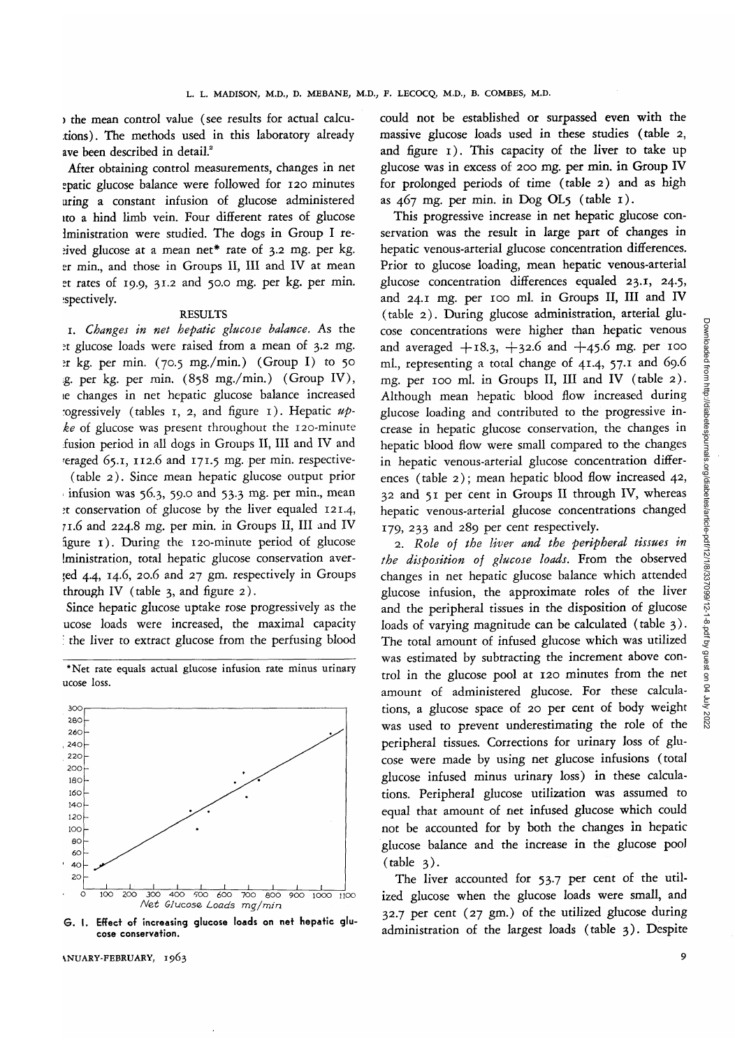the mean control value (see results for actual calculations). The methods used in this laboratory already have been described in detail.[2]

After obtaining control measurements, changes in net hepatic glucose balance were followed for 120 minutes during a constant infusion of glucose administered into a hind limb vein. Four different rates of glucose administration were studied. The dogs in Group I received glucose at a mean net* rate of 3.2 mg. per kg. per min., and those in Groups II, III and IV at mean net rates of 19.9, 31.2 and 50.0 mg. per kg. per min. respectively.

## RESULTS

1. *Changes in net hepatic glucose balance.* As the net glucose loads were raised from a mean of 3.2 mg. per kg. per min. (70.5 mg./min.) (Group I) to 50 mg. per kg. per min. (858 mg./min.) (Group IV), the changes in net hepatic glucose balance increased progressively (tables 1, 2, and figure 1). Hepatic *uptake* of glucose was present throughout the 120-minute infusion period in all dogs in Groups II, III and IV and averaged 65.1, 112.6 and 171.5 mg. per min. respectively (table 2). Since mean hepatic glucose output prior to infusion was 56.3, 59.0 and 53.3 mg. per min., mean net conservation of glucose by the liver equaled 121.4, 171.6 and 224.8 mg. per min. in Groups II, III and IV (figure 1). During the 120-minute period of glucose administration, total hepatic glucose conservation averaged 4.4, 14.6, 20.6 and 27 gm. respectively in Groups I through IV (table 3, and figure 2).

Since hepatic glucose uptake rose progressively as the glucose loads were increased, the maximal capacity of the liver to extract glucose from the perfusing blood could not be established or surpassed even with the massive glucose loads used in these studies (table 2, and figure 1). This capacity of the liver to take up glucose was in excess of 200 mg. per min. in Group IV for prolonged periods of time (table 2) and as high as 467 mg. per min. in Dog OL5 (table 1).

*Net rate equals actual glucose infusion rate minus urinary glucose loss.

FIG. 1. Effect of increasing glucose loads on net hepatic glucose conservation.

This progressive increase in net hepatic glucose conservation was the result in large part of changes in hepatic venous-arterial glucose concentration differences. Prior to glucose loading, mean hepatic venous-arterial glucose concentration differences equaled 23.1, 24.5, and 24.1 mg. per 100 ml. in Groups II, III and IV (table 2). During glucose administration, arterial glucose concentrations were higher than hepatic venous and averaged +18.3, +32.6 and +45.6 mg. per 100 ml., representing a total change of 41.4, 57.1 and 69.6 mg. per 100 ml. in Groups II, III and IV (table 2). Although mean hepatic blood flow increased during glucose loading and contributed to the progressive increase in hepatic glucose conservation, the changes in hepatic blood flow were small compared to the changes in hepatic venous-arterial glucose concentration differences (table 2); mean hepatic blood flow increased 42, 32 and 51 per cent in Groups II through IV, whereas hepatic venous-arterial glucose concentrations changed 179, 233 and 289 per cent respectively.

2. *Role of the liver and the peripheral tissues in the disposition of glucose loads.* From the observed changes in net hepatic glucose balance which attended glucose infusion, the approximate roles of the liver and the peripheral tissues in the disposition of glucose loads of varying magnitude can be calculated (table 3). The total amount of infused glucose which was utilized was estimated by subtracting the increment above control in the glucose pool at 120 minutes from the net amount of administered glucose. For these calculations, a glucose space of 20 per cent of body weight was used to prevent underestimating the role of the peripheral tissues. Corrections for urinary loss of glucose were made by using net glucose infusions (total glucose infused minus urinary loss) in these calculations. Peripheral glucose utilization was assumed to equal that amount of net infused glucose which could not be accounted for by both the changes in hepatic glucose balance and the increase in the glucose pool (table 3).

The liver accounted for 53.7 per cent of the utilized glucose when the glucose loads were small, and 32.7 per cent (27 gm.) of the utilized glucose during administration of the largest loads (table 3). Despite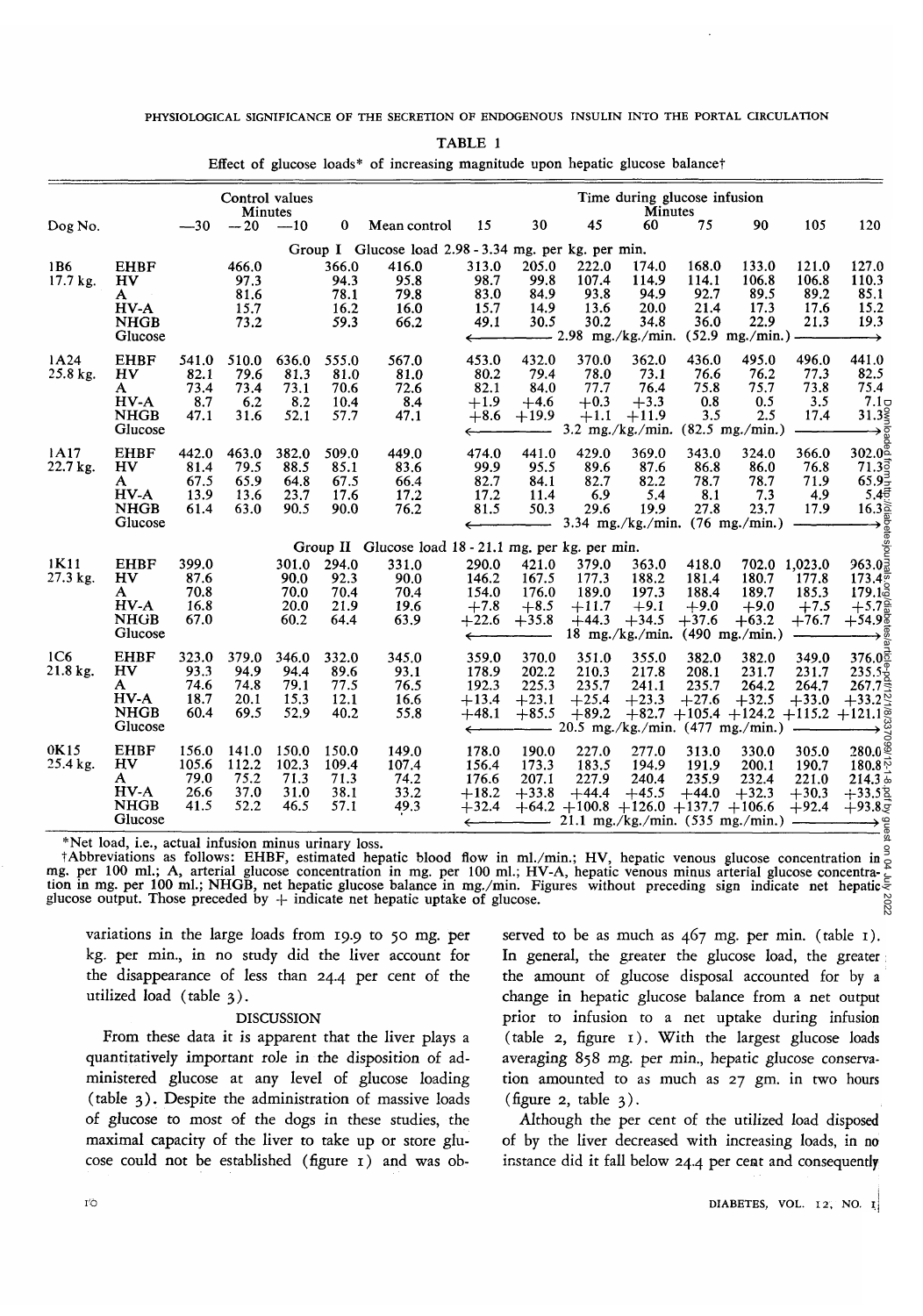TABLE 1

Effect of glucose loads* of increasing magnitude upon hepatic glucose balance†

| Dog No. | | Control values Minutes −30 | −20 | −10 | 0 | Mean control | Time during glucose infusion Minutes 15 | 30 | 45 | 60 | 75 | 90 | 105 | 120 |
|---|---|---|---|---|---|---|---|---|---|---|---|---|---|---|
| | | Group I Glucose load 2.98 - 3.34 mg. per kg. per min. | | | | | | | | | | | | |
| 1B6 | EHBF | | 466.0 | | 366.0 | 416.0 | 313.0 | 205.0 | 222.0 | 174.0 | 168.0 | 133.0 | 121.0 | 127.0 |
| 17.7 kg. | HV | | 97.3 | | 94.3 | 95.8 | 98.7 | 99.8 | 107.4 | 114.9 | 114.1 | 106.8 | 106.8 | 110.3 |
| | A | | 81.6 | | 78.1 | 79.8 | 83.0 | 84.9 | 93.8 | 94.9 | 92.7 | 89.5 | 89.2 | 85.1 |
| | HV-A | | 15.7 | | 16.2 | 16.0 | 15.7 | 14.9 | 13.6 | 20.0 | 21.4 | 17.3 | 17.6 | 15.2 |
| | NHGB | | 73.2 | | 59.3 | 66.2 | 49.1 | 30.5 | 30.2 | 34.8 | 36.0 | 22.9 | 21.3 | 19.3 |
| | Glucose | | | | | | ← 2.98 mg./kg./min. (52.9 mg./min.) → | | | | | | | |
| 1A24 | EHBF | 541.0 | 510.0 | 636.0 | 555.0 | 567.0 | 453.0 | 432.0 | 370.0 | 362.0 | 436.0 | 495.0 | 496.0 | 441.0 |
| 25.8 kg. | HV | 82.1 | 79.6 | 81.3 | 81.0 | 81.0 | 80.2 | 79.4 | 78.0 | 73.1 | 76.6 | 76.2 | 77.3 | 82.5 |
| | A | 73.4 | 73.4 | 73.1 | 70.6 | 72.6 | 82.1 | 84.0 | 77.7 | 76.4 | 75.8 | 75.7 | 73.8 | 75.4 |
| | HV-A | 8.7 | 6.2 | 8.2 | 10.4 | 8.4 | +1.9 | +4.6 | +0.3 | +3.3 | 0.8 | 0.5 | 3.5 | 7.1 |
| | NHGB | 47.1 | 31.6 | 52.1 | 57.7 | 47.1 | +8.6 | +19.9 | +1.1 | +11.9 | 3.5 | 2.5 | 17.4 | 31.3 |
| | Glucose | | | | | | ← 3.2 mg./kg./min. (82.5 mg./min.) → | | | | | | | |
| 1A17 | EHBF | 442.0 | 463.0 | 382.0 | 509.0 | 449.0 | 474.0 | 441.0 | 429.0 | 369.0 | 343.0 | 324.0 | 366.0 | 302.0 |
| 22.7 kg. | HV | 81.4 | 79.5 | 88.5 | 85.1 | 83.6 | 99.9 | 95.5 | 89.6 | 87.6 | 86.8 | 86.0 | 76.8 | 71.3 |
| | A | 67.5 | 65.9 | 64.8 | 67.5 | 66.4 | 82.7 | 84.1 | 82.7 | 82.2 | 78.7 | 78.7 | 71.9 | 65.9 |
| | HV-A | 13.9 | 13.6 | 23.7 | 17.6 | 17.2 | 17.2 | 11.4 | 6.9 | 5.4 | 8.1 | 7.3 | 4.9 | 5.4 |
| | NHGB | 61.4 | 63.0 | 90.5 | 90.0 | 76.2 | 81.5 | 50.3 | 29.6 | 19.9 | 27.8 | 23.7 | 17.9 | 16.3 |
| | Glucose | | | | | | ← 3.34 mg./kg./min. (76 mg./min.) → | | | | | | | |
| | | Group II Glucose load 18 - 21.1 mg. per kg. per min. | | | | | | | | | | | | |
| 1K11 | EHBF | 399.0 | | 301.0 | 294.0 | 331.0 | 290.0 | 421.0 | 379.0 | 363.0 | 418.0 | 702.0 | 1,023.0 | 963.0 |
| 27.3 kg. | HV | 87.6 | | 90.0 | 92.3 | 90.0 | 146.2 | 167.5 | 177.3 | 188.2 | 181.4 | 180.7 | 177.8 | 173.4 |
| | A | 70.8 | | 70.0 | 70.4 | 70.4 | 154.0 | 176.0 | 189.0 | 197.3 | 188.4 | 189.7 | 185.3 | 179.1 |
| | HV-A | 16.8 | | 20.0 | 21.9 | 19.6 | +7.8 | +8.5 | +11.7 | +9.1 | +9.0 | +9.0 | +7.5 | +5.7 |
| | NHGB | 67.0 | | 60.2 | 64.4 | 63.9 | +22.6 | +35.8 | +44.3 | +34.5 | +37.6 | +63.2 | +76.7 | +54.9 |
| | Glucose | | | | | | ← 18 mg./kg./min. (490 mg./min.) → | | | | | | | |
| 1C6 | EHBF | 323.0 | 379.0 | 346.0 | 332.0 | 345.0 | 359.0 | 370.0 | 351.0 | 355.0 | 382.0 | 382.0 | 349.0 | 376.0 |
| 21.8 kg. | HV | 93.3 | 94.9 | 94.4 | 89.6 | 93.1 | 178.9 | 202.2 | 210.3 | 217.8 | 208.1 | 231.7 | 231.7 | 235.5 |
| | A | 74.6 | 74.8 | 79.1 | 77.5 | 76.5 | 192.3 | 225.3 | 235.7 | 241.1 | 235.7 | 264.2 | 264.7 | 267.7 |
| | HV-A | 18.7 | 20.1 | 15.3 | 12.1 | 16.6 | +13.4 | +23.1 | +25.4 | +23.3 | +27.6 | +32.5 | +33.0 | +33.2 |
| | NHGB | 60.4 | 69.5 | 52.9 | 40.2 | 55.8 | +48.1 | +85.5 | +89.2 | +82.7 | +105.4 | +124.2 | +115.2 | +121.1 |
| | Glucose | | | | | | ← 20.5 mg./kg./min. (477 mg./min.) → | | | | | | | |
| 0K15 | EHBF | 156.0 | 141.0 | 150.0 | 150.0 | 149.0 | 178.0 | 190.0 | 227.0 | 277.0 | 313.0 | 330.0 | 305.0 | 280.0 |
| 25.4 kg. | HV | 105.6 | 112.2 | 102.3 | 109.4 | 107.4 | 156.4 | 173.3 | 183.5 | 194.9 | 191.9 | 200.1 | 190.7 | 180.8 |
| | A | 79.0 | 75.2 | 71.3 | 71.3 | 74.2 | 176.6 | 207.1 | 227.9 | 240.4 | 235.9 | 232.4 | 221.0 | 214.3 |
| | HV-A | 26.6 | 37.0 | 31.0 | 38.1 | 33.2 | +18.2 | +33.8 | +44.4 | +45.5 | +44.0 | +32.3 | +30.3 | +33.5 |
| | NHGB | 41.5 | 52.2 | 46.5 | 57.1 | 49.3 | +32.4 | +64.2 | +100.8 | +126.0 | +137.7 | +106.6 | +92.4 | +93.8 |
| | Glucose | | | | | | ← 21.1 mg./kg./min. (535 mg./min.) → | | | | | | | |

*Net load, i.e., actual infusion minus urinary loss.

†Abbreviations as follows: EHBF, estimated hepatic blood flow in ml./min.; HV, hepatic venous glucose concentration in mg. per 100 ml.; A, arterial glucose concentration in mg. per 100 ml.; HV-A, hepatic venous minus arterial glucose concentration in mg. per 100 ml.; NHGB, net hepatic glucose balance in mg./min. Figures without preceding sign indicate net hepatic glucose output. Those preceded by + indicate net hepatic uptake of glucose.

variations in the large loads from 19.9 to 50 mg. per kg. per min., in no study did the liver account for the disappearance of less than 24.4 per cent of the utilized load (table 3).

## DISCUSSION

From these data it is apparent that the liver plays a quantitatively important role in the disposition of administered glucose at any level of glucose loading (table 3). Despite the administration of massive loads of glucose to most of the dogs in these studies, the maximal capacity of the liver to take up or store glucose could not be established (figure 1) and was observed to be as much as 467 mg. per min. (table 1). In general, the greater the glucose load, the greater the amount of glucose disposal accounted for by a change in hepatic glucose balance from a net output prior to infusion to a net uptake during infusion (table 2, figure 1). With the largest glucose loads averaging 858 mg. per min., hepatic glucose conservation amounted to as much as 27 gm. in two hours (figure 2, table 3).

Although the per cent of the utilized load disposed of by the liver decreased with increasing loads, in no instance did it fall below 24.4 per cent and consequently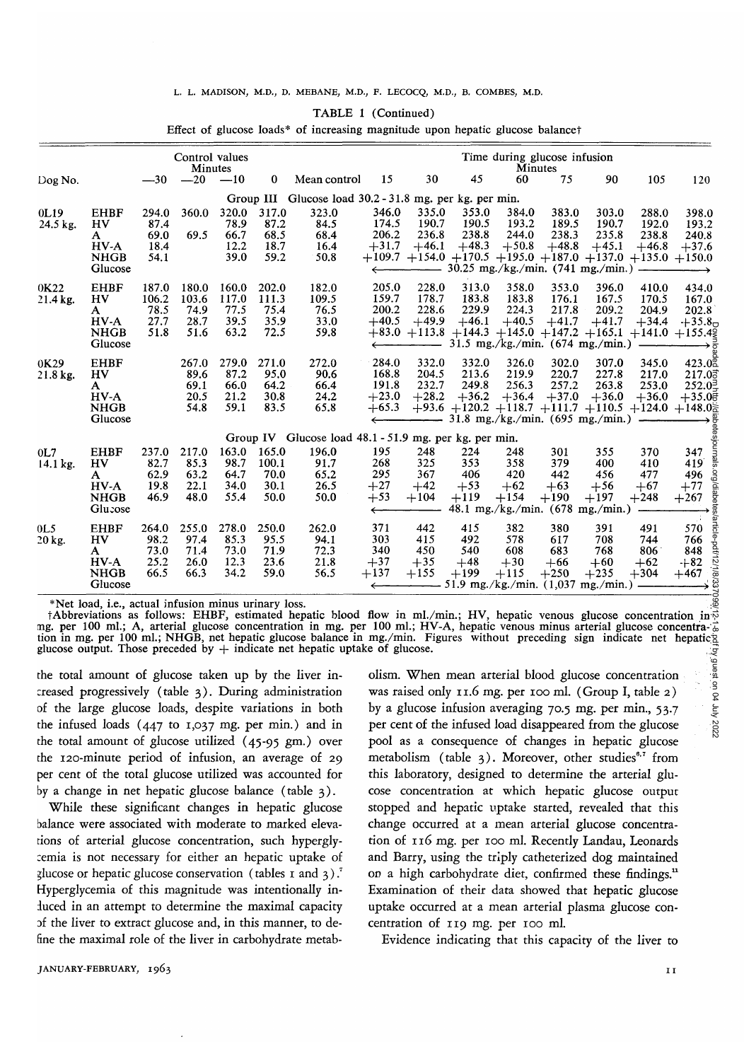TABLE 1 (Continued)

Effect of glucose loads* of increasing magnitude upon hepatic glucose balance†

| Dog No. | | Control values Minutes −30 | −20 | −10 | 0 | Mean control | Time during glucose infusion Minutes 15 | 30 | 45 | 60 | 75 | 90 | 105 | 120 |
|---|---|---|---|---|---|---|---|---|---|---|---|---|---|---|
| | | | | Group III | Glucose load 30.2 - 31.8 mg. per kg. per min. | | | | | | | | | |
| 0L19 | EHBF | 294.0 | 360.0 | 320.0 | 317.0 | 323.0 | 346.0 | 335.0 | 353.0 | 384.0 | 383.0 | 303.0 | 288.0 | 398.0 |
| 24.5 kg. | HV | 87.4 | | 78.9 | 87.2 | 84.5 | 174.5 | 190.7 | 190.5 | 193.2 | 189.5 | 190.7 | 192.0 | 193.2 |
| | A | 69.0 | 69.5 | 66.7 | 68.5 | 68.4 | 206.2 | 236.8 | 238.8 | 244.0 | 238.3 | 235.8 | 238.8 | 240.8 |
| | HV-A | 18.4 | | 12.2 | 18.7 | 16.4 | +31.7 | +46.1 | +48.3 | +50.8 | +48.8 | +45.1 | +46.8 | +37.6 |
| | NHGB | 54.1 | | 39.0 | 59.2 | 50.8 | +109.7 | +154.0 | +170.5 | +195.0 | +187.0 | +137.0 | +135.0 | +150.0 |
| | Glucose | | | | | | ← 30.25 mg./kg./min. (741 mg./min.) → | | | | | | | |
| 0K22 | EHBF | 187.0 | 180.0 | 160.0 | 202.0 | 182.0 | 205.0 | 228.0 | 313.0 | 358.0 | 353.0 | 396.0 | 410.0 | 434.0 |
| 21.4 kg. | HV | 106.2 | 103.6 | 117.0 | 111.3 | 109.5 | 159.7 | 178.7 | 183.8 | 183.8 | 176.1 | 167.5 | 170.5 | 167.0 |
| | A | 78.5 | 74.9 | 77.5 | 75.4 | 76.5 | 200.2 | 228.6 | 229.9 | 224.3 | 217.8 | 209.2 | 204.9 | 202.8 |
| | HV-A | 27.7 | 28.7 | 39.5 | 35.9 | 33.0 | +40.5 | +49.9 | +46.1 | +40.5 | +41.7 | +41.7 | +34.4 | +35.8 |
| | NHGB | 51.8 | 51.6 | 63.2 | 72.5 | 59.8 | +83.0 | +113.8 | +144.3 | +145.0 | +147.2 | +165.1 | +141.0 | +155.4 |
| | Glucose | | | | | | ← 31.5 mg./kg./min. (674 mg./min.) → | | | | | | | |
| 0K29 | EHBF | | 267.0 | 279.0 | 271.0 | 272.0 | 284.0 | 332.0 | 332.0 | 326.0 | 302.0 | 307.0 | 345.0 | 423.0 |
| 21.8 kg. | HV | | 89.6 | 87.2 | 95.0 | 90.6 | 168.8 | 204.5 | 213.6 | 219.9 | 220.7 | 227.8 | 217.0 | 217.0 |
| | A | | 69.1 | 66.0 | 64.2 | 66.4 | 191.8 | 232.7 | 249.8 | 256.3 | 257.2 | 263.8 | 253.0 | 252.0 |
| | HV-A | | 20.5 | 21.2 | 30.8 | 24.2 | +23.0 | +28.2 | +36.2 | +36.4 | +37.0 | +36.0 | +36.0 | +35.0 |
| | NHGB | | 54.8 | 59.1 | 83.5 | 65.8 | +65.3 | +93.6 | +120.2 | +118.7 | +111.7 | +110.5 | +124.0 | +148.0 |
| | Glucose | | | | | | ← 31.8 mg./kg./min. (695 mg./min.) → | | | | | | | |
| | | | | Group IV | Glucose load 48.1 - 51.9 mg. per kg. per min. | | | | | | | | | |
| 0L7 | EHBF | 237.0 | 217.0 | 163.0 | 165.0 | 196.0 | 195 | 248 | 224 | 248 | 301 | 355 | 370 | 347 |
| 14.1 kg. | HV | 82.7 | 85.3 | 98.7 | 100.1 | 91.7 | 268 | 325 | 353 | 358 | 379 | 400 | 410 | 419 |
| | A | 62.9 | 63.2 | 64.7 | 70.0 | 65.2 | 295 | 367 | 406 | 420 | 442 | 456 | 477 | 496 |
| | HV-A | 19.8 | 22.1 | 34.0 | 30.1 | 26.5 | +27 | +42 | +53 | +62 | +63 | +56 | +67 | +77 |
| | NHGB | 46.9 | 48.0 | 55.4 | 50.0 | 50.0 | +53 | +104 | +119 | +154 | +190 | +197 | +248 | +267 |
| | Glucose | | | | | | ← 48.1 mg./kg./min. (678 mg./min.) → | | | | | | | |
| 0L5 | EHBF | 264.0 | 255.0 | 278.0 | 250.0 | 262.0 | 371 | 442 | 415 | 382 | 380 | 391 | 491 | 570 |
| 20 kg. | HV | 98.2 | 97.4 | 85.3 | 95.5 | 94.1 | 303 | 415 | 492 | 578 | 617 | 708 | 744 | 766 |
| | A | 73.0 | 71.4 | 73.0 | 71.9 | 72.3 | 340 | 450 | 540 | 608 | 683 | 768 | 806 | 848 |
| | HV-A | 25.2 | 26.0 | 12.3 | 23.6 | 21.8 | +37 | +35 | +48 | +30 | +66 | +60 | +62 | +82 |
| | NHGB | 66.5 | 66.3 | 34.2 | 59.0 | 56.5 | +137 | +155 | +199 | +115 | +250 | +235 | +304 | +467 |
| | Glucose | | | | | | ← 51.9 mg./kg./min. (1,037 mg./min.) → | | | | | | | |

*Net load, i.e., actual infusion minus urinary loss.

†Abbreviations as follows: EHBF, estimated hepatic blood flow in ml./min.; HV, hepatic venous glucose concentration in mg. per 100 ml.; A, arterial glucose concentration in mg. per 100 ml.; HV-A, hepatic venous minus arterial glucose concentration in mg. per 100 ml.; NHGB, net hepatic glucose balance in mg./min. Figures without preceding sign indicate net hepatic glucose output. Those preceded by + indicate net hepatic uptake of glucose.

the total amount of glucose taken up by the liver increased progressively (table 3). During administration of the large glucose loads, despite variations in both the infused loads (447 to 1,037 mg. per min.) and in the total amount of glucose utilized (45-95 gm.) over the 120-minute period of infusion, an average of 29 per cent of the total glucose utilized was accounted for by a change in net hepatic glucose balance (table 3).

While these significant changes in hepatic glucose balance were associated with moderate to marked elevations of arterial glucose concentration, such hyperglycemia is not necessary for either an hepatic uptake of glucose or hepatic glucose conservation (tables 1 and 3).[7] Hyperglycemia of this magnitude was intentionally induced in an attempt to determine the maximal capacity of the liver to extract glucose and, in this manner, to define the maximal role of the liver in carbohydrate metabolism. When mean arterial blood glucose concentration was raised only 11.6 mg. per 100 ml. (Group I, table 2) by a glucose infusion averaging 70.5 mg. per min., 53.7 per cent of the infused load disappeared from the glucose pool as a consequence of changes in hepatic glucose metabolism (table 3). Moreover, other studies[6,7] from this laboratory, designed to determine the arterial glucose concentration at which hepatic glucose output stopped and hepatic uptake started, revealed that this change occurred at a mean arterial glucose concentration of 116 mg. per 100 ml. Recently Landau, Leonards and Barry, using the triply catheterized dog maintained on a high carbohydrate diet, confirmed these findings.[11] Examination of their data showed that hepatic glucose uptake occurred at a mean arterial plasma glucose concentration of 119 mg. per 100 ml.

Evidence indicating that this capacity of the liver to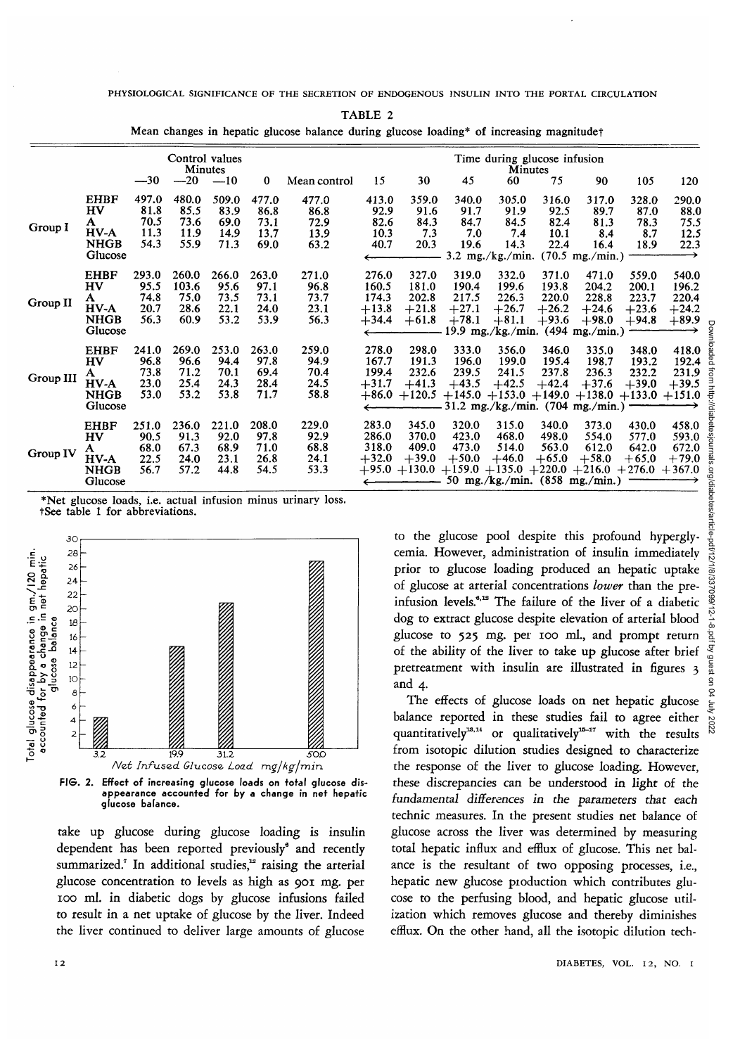TABLE 2

Mean changes in hepatic glucose balance during glucose loading* of increasing magnitude†

| | | Control values Minutes | | | | | Time during glucose infusion Minutes | | | | | | | |
|---|---|---|---|---|---|---|---|---|---|---|---|---|---|---|
| | | −30 | −20 | −10 | 0 | Mean control | 15 | 30 | 45 | 60 | 75 | 90 | 105 | 120 |
| Group I | EHBF | 497.0 | 480.0 | 509.0 | 477.0 | 477.0 | 413.0 | 359.0 | 340.0 | 305.0 | 316.0 | 317.0 | 328.0 | 290.0 |
| | HV | 81.8 | 85.5 | 83.9 | 86.8 | 86.8 | 92.9 | 91.6 | 91.7 | 91.9 | 92.5 | 89.7 | 87.0 | 88.0 |
| | A | 70.5 | 73.6 | 69.0 | 73.1 | 72.9 | 82.6 | 84.3 | 84.7 | 84.5 | 82.4 | 81.3 | 78.3 | 75.5 |
| | HV-A | 11.3 | 11.9 | 14.9 | 13.7 | 13.9 | 10.3 | 7.3 | 7.0 | 7.4 | 10.1 | 8.4 | 8.7 | 12.5 |
| | NHGB | 54.3 | 55.9 | 71.3 | 69.0 | 63.2 | 40.7 | 20.3 | 19.6 | 14.3 | 22.4 | 16.4 | 18.9 | 22.3 |
| | Glucose | | | | | | ← 3.2 mg./kg./min. (70.5 mg./min.) → | | | | | | | |
| Group II | EHBF | 293.0 | 260.0 | 266.0 | 263.0 | 271.0 | 276.0 | 327.0 | 319.0 | 332.0 | 371.0 | 471.0 | 559.0 | 540.0 |
| | HV | 95.5 | 103.6 | 95.6 | 97.1 | 96.8 | 160.5 | 181.0 | 190.4 | 199.6 | 193.8 | 204.2 | 200.1 | 196.2 |
| | A | 74.8 | 75.0 | 73.5 | 73.1 | 73.7 | 174.3 | 202.8 | 217.5 | 226.3 | 220.0 | 228.8 | 223.7 | 220.4 |
| | HV-A | 20.7 | 28.6 | 22.1 | 24.0 | 23.1 | +13.8 | +21.8 | +27.1 | +26.7 | +26.2 | +24.6 | +23.6 | +24.2 |
| | NHGB | 56.3 | 60.9 | 53.2 | 53.9 | 56.3 | +34.4 | +61.8 | +78.1 | +81.1 | +93.6 | +98.0 | +94.8 | +89.9 |
| | Glucose | | | | | | ← 19.9 mg./kg./min. (494 mg./min.) → | | | | | | | |
| Group III | EHBF | 241.0 | 269.0 | 253.0 | 263.0 | 259.0 | 278.0 | 298.0 | 333.0 | 356.0 | 346.0 | 335.0 | 348.0 | 418.0 |
| | HV | 96.8 | 96.6 | 94.4 | 97.8 | 94.9 | 167.7 | 191.3 | 196.0 | 199.0 | 195.4 | 198.7 | 193.2 | 192.4 |
| | A | 73.8 | 71.2 | 70.1 | 69.4 | 70.4 | 199.4 | 232.6 | 239.5 | 241.5 | 237.8 | 236.3 | 232.2 | 231.9 |
| | HV-A | 23.0 | 25.4 | 24.3 | 28.4 | 24.5 | +31.7 | +41.3 | +43.5 | +42.5 | +42.4 | +37.6 | +39.0 | +39.5 |
| | NHGB | 53.0 | 53.2 | 53.8 | 71.7 | 58.8 | +86.0 | +120.5 | +145.0 | +153.0 | +149.0 | +138.0 | +133.0 | +151.0 |
| | Glucose | | | | | | ← 31.2 mg./kg./min. (704 mg./min.) → | | | | | | | |
| Group IV | EHBF | 251.0 | 236.0 | 221.0 | 208.0 | 229.0 | 283.0 | 345.0 | 320.0 | 315.0 | 340.0 | 373.0 | 430.0 | 458.0 |
| | HV | 90.5 | 91.3 | 92.0 | 97.8 | 92.9 | 286.0 | 370.0 | 423.0 | 468.0 | 498.0 | 554.0 | 577.0 | 593.0 |
| | A | 68.0 | 67.3 | 68.9 | 71.0 | 68.8 | 318.0 | 409.0 | 473.0 | 514.0 | 563.0 | 612.0 | 642.0 | 672.0 |
| | HV-A | 22.5 | 24.0 | 23.1 | 26.8 | 24.1 | +32.0 | +39.0 | +50.0 | +46.0 | +65.0 | +58.0 | +65.0 | +79.0 |
| | NHGB | 56.7 | 57.2 | 44.8 | 54.5 | 53.3 | +95.0 | +130.0 | +159.0 | +135.0 | +220.0 | +216.0 | +276.0 | +367.0 |
| | Glucose | | | | | | ← 50 mg./kg./min. (858 mg./min.) → | | | | | | | |

*Net glucose loads, i.e. actual infusion minus urinary loss.
†See table 1 for abbreviations.

FIG. 2. Effect of increasing glucose loads on total glucose disappearance accounted for by a change in net hepatic glucose balance.

take up glucose during glucose loading is insulin dependent has been reported previously[8] and recently summarized.[7] In additional studies,[12] raising the arterial glucose concentration to levels as high as 901 mg. per 100 ml. in diabetic dogs by glucose infusions failed to result in a net uptake of glucose by the liver. Indeed the liver continued to deliver large amounts of glucose to the glucose pool despite this profound hyperglycemia. However, administration of insulin immediately prior to glucose loading produced an hepatic uptake of glucose at arterial concentrations *lower* than the preinfusion levels.[6,12] The failure of the liver of a diabetic dog to extract glucose despite elevation of arterial blood glucose to 525 mg. per 100 ml., and prompt return of the ability of the liver to take up glucose after brief pretreatment with insulin are illustrated in figures 3 and 4.

The effects of glucose loads on net hepatic glucose balance reported in these studies fail to agree either quantitatively[13,14] or qualitatively[15-17] with the results from isotopic dilution studies designed to characterize the response of the liver to glucose loading. However, these discrepancies can be understood in light of the *fundamental differences in the parameters that* each technic measures. In the present studies net balance of glucose across the liver was determined by measuring total hepatic influx and efflux of glucose. This net balance is the resultant of two opposing processes, i.e., hepatic new glucose production which contributes glucose to the perfusing blood, and hepatic glucose utilization which removes glucose and thereby diminishes efflux. On the other hand, all the isotopic dilution tech-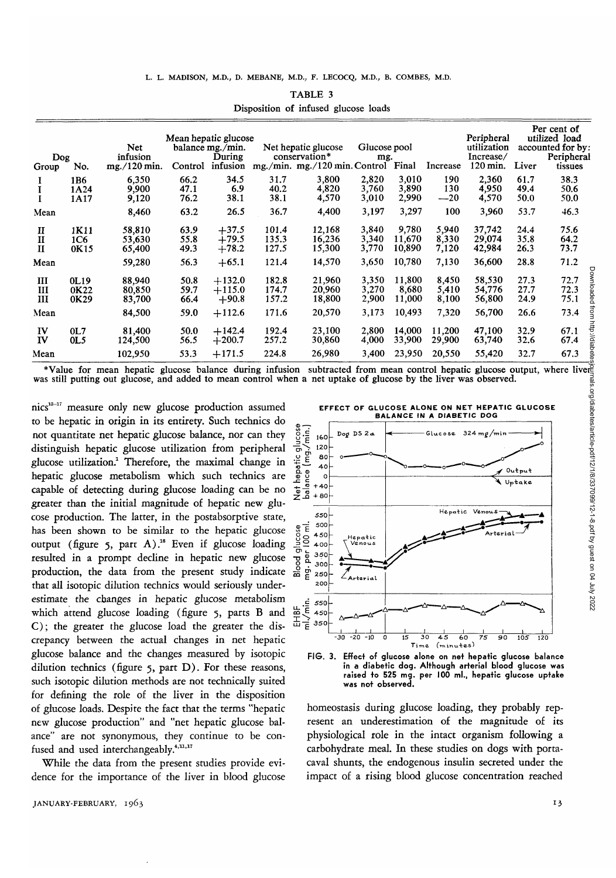TABLE 3

Disposition of infused glucose loads

| Dog Group | Dog No. | Net infusion mg./120 min. | Mean hepatic glucose balance mg./min. Control | Mean hepatic glucose balance mg./min. During infusion | Net hepatic glucose conservation* mg./min. | Net hepatic glucose conservation* mg./120 min. | Glucose pool mg. Control | Glucose pool mg. Final | Increase | Peripheral utilization Increase/ 120 min. | Per cent of utilized load accounted for by: Liver | Per cent of utilized load accounted for by: Peripheral tissues |
|---|---|---|---|---|---|---|---|---|---|---|---|---|
| I | 1B6 | 6,350 | 66.2 | 34.5 | 31.7 | 3,800 | 2,820 | 3,010 | 190 | 2,360 | 61.7 | 38.3 |
| I | 1A24 | 9,900 | 47.1 | 6.9 | 40.2 | 4,820 | 3,760 | 3,890 | 130 | 4,950 | 49.4 | 50.6 |
| I | 1A17 | 9,120 | 76.2 | 38.1 | 38.1 | 4,570 | 3,010 | 2,990 | —20 | 4,570 | 50.0 | 50.0 |
| Mean | | 8,460 | 63.2 | 26.5 | 36.7 | 4,400 | 3,197 | 3,297 | 100 | 3,960 | 53.7 | 46.3 |
| II | 1K11 | 58,810 | 63.9 | +37.5 | 101.4 | 12,168 | 3,840 | 9,780 | 5,940 | 37,742 | 24.4 | 75.6 |
| II | 1C6 | 53,630 | 55.8 | +79.5 | 135.3 | 16,236 | 3,340 | 11,670 | 8,330 | 29,074 | 35.8 | 64.2 |
| II | 0K15 | 65,400 | 49.3 | +78.2 | 127.5 | 15,300 | 3,770 | 10,890 | 7,120 | 42,984 | 26.3 | 73.7 |
| Mean | | 59,280 | 56.3 | +65.1 | 121.4 | 14,570 | 3,650 | 10,780 | 7,130 | 36,600 | 28.8 | 71.2 |
| III | 0L19 | 88,940 | 50.8 | +132.0 | 182.8 | 21,960 | 3,350 | 11,800 | 8,450 | 58,530 | 27.3 | 72.7 |
| III | 0K22 | 80,850 | 59.7 | +115.0 | 174.7 | 20,960 | 3,270 | 8,680 | 5,410 | 54,776 | 27.7 | 72.3 |
| III | 0K29 | 83,700 | 66.4 | +90.8 | 157.2 | 18,800 | 2,900 | 11,000 | 8,100 | 56,800 | 24.9 | 75.1 |
| Mean | | 84,500 | 59.0 | +112.6 | 171.6 | 20,570 | 3,173 | 10,493 | 7,320 | 56,700 | 26.6 | 73.4 |
| IV | 0L7 | 81,400 | 50.0 | +142.4 | 192.4 | 23,100 | 2,800 | 14,000 | 11,200 | 47,100 | 32.9 | 67.1 |
| IV | 0L5 | 124,500 | 56.5 | +200.7 | 257.2 | 30,860 | 4,000 | 33,900 | 29,900 | 63,740 | 32.6 | 67.4 |
| Mean | | 102,950 | 53.3 | +171.5 | 224.8 | 26,980 | 3,400 | 23,950 | 20,550 | 55,420 | 32.7 | 67.3 |

*Value for mean hepatic glucose balance during infusion subtracted from mean control hepatic glucose output, where liver was still putting out glucose, and added to mean control when a net uptake of glucose by the liver was observed.

nics[13-17] measure only new glucose production assumed to be hepatic in origin in its entirety. Such technics do not quantitate net hepatic glucose balance, nor can they distinguish hepatic glucose utilization from peripheral glucose utilization.[1] Therefore, the maximal change in hepatic glucose metabolism which such technics are capable of detecting during glucose loading can be no greater than the initial magnitude of hepatic new glucose production. The latter, in the postabsorptive state, has been shown to be similar to the hepatic glucose output (figure 5, part A).[18] Even if glucose loading resulted in a prompt decline in hepatic new glucose production, the data from the present study indicate that all isotopic dilution technics would seriously underestimate the changes in hepatic glucose metabolism which attend glucose loading (figure 5, parts B and C); the greater the glucose load the greater the discrepancy between the actual changes in net hepatic glucose balance and the changes measured by isotopic dilution technics (figure 5, part D). For these reasons, such isotopic dilution methods are not technically suited for defining the role of the liver in the disposition of glucose loads. Despite the fact that the terms "hepatic new glucose production" and "net hepatic glucose balance" are not synonymous, they continue to be confused and used interchangeably.[4,11,17]

While the data from the present studies provide evidence for the importance of the liver in blood glucose homeostasis during glucose loading, they probably represent an underestimation of the magnitude of its physiological role in the intact organism following a carbohydrate meal. In these studies on dogs with portacaval shunts, the endogenous insulin secreted under the impact of a rising blood glucose concentration reached

EFFECT OF GLUCOSE ALONE ON NET HEPATIC GLUCOSE BALANCE IN A DIABETIC DOG

FIG. 3. Effect of glucose alone on net hepatic glucose balance in a diabetic dog. Although arterial blood glucose was raised to 525 mg. per 100 ml., hepatic glucose uptake was not observed.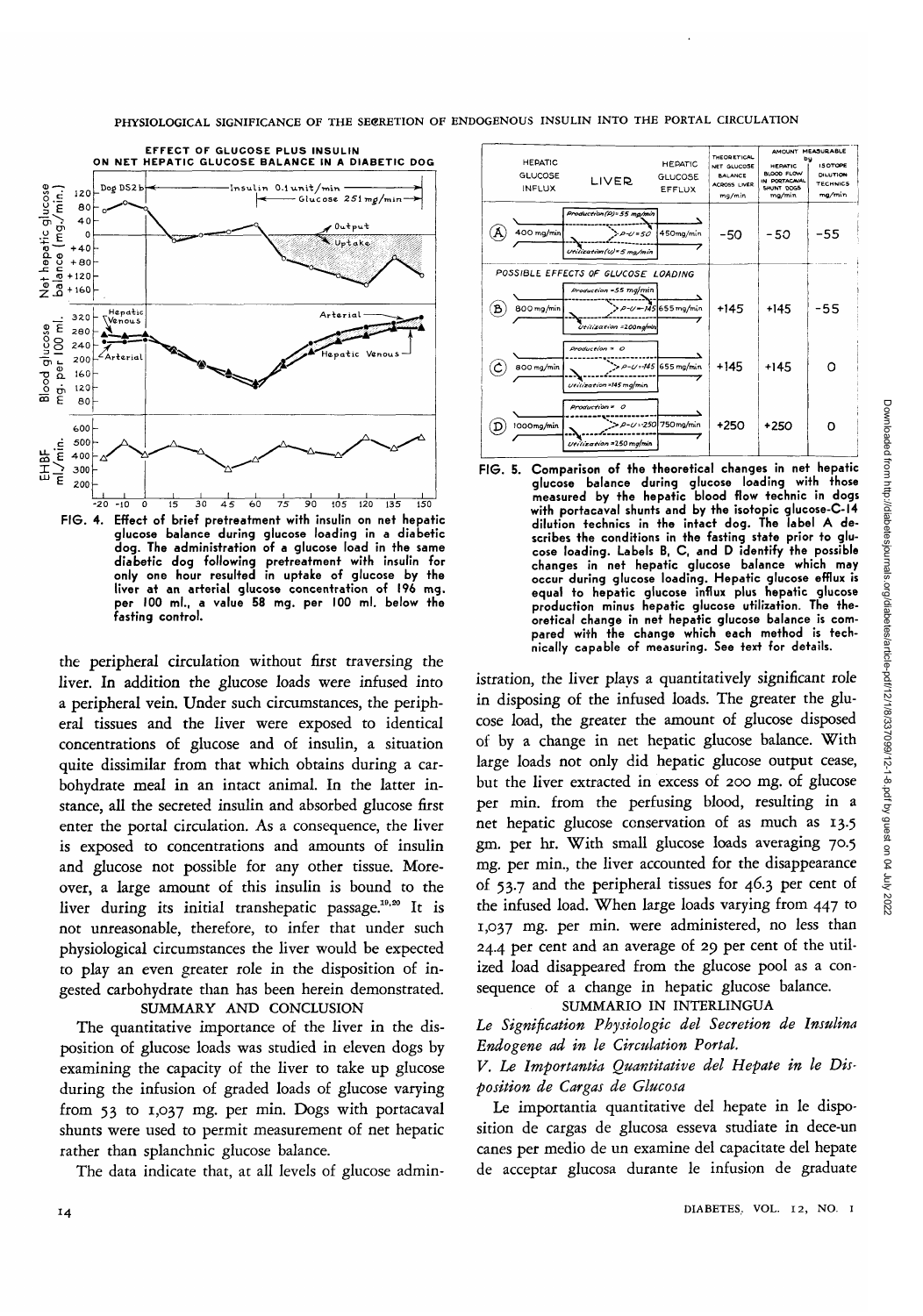EFFECT OF GLUCOSE PLUS INSULIN ON NET HEPATIC GLUCOSE BALANCE IN A DIABETIC DOG

Dog DS2b

Insulin 0.1 unit/min

Glucose 251 mg/min

Net hepatic glucose balance (mg./min.)

120
80
40
0
+40
+80
+120
+160

Output

Uptake

Blood glucose mg. per 100 ml.

320
280
240
200
160
120
80

Hepatic Venous

Arterial

Arterial

Hepatic Venous

EHBF ml./min.

600
500
400
300
200

-20 -10 0 15 30 45 60 75 90 105 120 135 150

FIG. 4. Effect of brief pretreatment with insulin on net hepatic glucose balance during glucose loading in a diabetic dog. The administration of a glucose load in the same diabetic dog following pretreatment with insulin for only one hour resulted in uptake of glucose by the liver at an arterial glucose concentration of 196 mg. per 100 ml., a value 58 mg. per 100 ml. below the fasting control.

HEPATIC GLUCOSE INFLUX

LIVER

HEPATIC GLUCOSE EFFLUX

THEORETICAL NET GLUCOSE BALANCE ACROSS LIVER mg/min

AMOUNT MEASURABLE by HEPATIC BLOOD FLOW IN PORTACAVAL SHUNT DOGS mg/min

ISOTOPE DILUTION TECHNICS mg/min

(A) 400 mg/min

Production (P) = 55 mg/min

P-U = 50

Utilization (U) = 5 mg/min

450 mg/min

-50

-50

-55

POSSIBLE EFFECTS OF GLUCOSE LOADING

(B) 800 mg/min

Production = 55 mg/min

P-U = -145

Utilization = 200 mg/min

655 mg/min

+145

+145

-55

(C) 800 mg/min

Production = 0

P-U = -145

Utilization = 145 mg/min

655 mg/min

+145

+145

0

(D) 1000 mg/min

Production = 0

P-U = -250

Utilization = 250 mg/min

750 mg/min

+250

+250

0

FIG. 5. Comparison of the theoretical changes in net hepatic glucose balance during glucose loading with those measured by the hepatic blood flow technic in dogs with portacaval shunts and by the isotopic glucose-C-14 dilution technics in the intact dog. The label A describes the conditions in the fasting state prior to glucose loading. Labels B, C, and D identify the possible changes in net hepatic glucose balance which may occur during glucose loading. Hepatic glucose efflux is equal to hepatic glucose influx plus hepatic glucose production minus hepatic glucose utilization. The theoretical change in net hepatic glucose balance is compared with the change which each method is technically capable of measuring. See text for details.

the peripheral circulation without first traversing the liver. In addition the glucose loads were infused into a peripheral vein. Under such circumstances, the peripheral tissues and the liver were exposed to identical concentrations of glucose and of insulin, a situation quite dissimilar from that which obtains during a carbohydrate meal in an intact animal. In the latter instance, all the secreted insulin and absorbed glucose first enter the portal circulation. As a consequence, the liver is exposed to concentrations and amounts of insulin and glucose not possible for any other tissue. Moreover, a large amount of this insulin is bound to the liver during its initial transhepatic passage.[19,20] It is not unreasonable, therefore, to infer that under such physiological circumstances the liver would be expected to play an even greater role in the disposition of ingested carbohydrate than has been herein demonstrated.

## SUMMARY AND CONCLUSION

The quantitative importance of the liver in the disposition of glucose loads was studied in eleven dogs by examining the capacity of the liver to take up glucose during the infusion of graded loads of glucose varying from 53 to 1,037 mg. per min. Dogs with portacaval shunts were used to permit measurement of net hepatic rather than splanchnic glucose balance.

The data indicate that, at all levels of glucose administration, the liver plays a quantitatively significant role in disposing of the infused loads. The greater the glucose load, the greater the amount of glucose disposed of by a change in net hepatic glucose balance. With large loads not only did hepatic glucose output cease, but the liver extracted in excess of 200 mg. of glucose per min. from the perfusing blood, resulting in a net hepatic glucose conservation of as much as 13.5 gm. per hr. With small glucose loads averaging 70.5 mg. per min., the liver accounted for the disappearance of 53.7 and the peripheral tissues for 46.3 per cent of the infused load. When large loads varying from 447 to 1,037 mg. per min. were administered, no less than 24.4 per cent and an average of 29 per cent of the utilized load disappeared from the glucose pool as a consequence of a change in hepatic glucose balance.

## SUMMARIO IN INTERLINGUA

*Le Signification Physiologic del Secretion de Insulina Endogene ad in le Circulation Portal.*

*V. Le Importantia Quantitative del Hepate in le Disposition de Cargas de Glucosa*

Le importantia quantitative del hepate in le disposition de cargas de glucosa esseva studiate in dece-un canes per medio de un examine del capacitate del hepate de acceptar glucosa durante le infusion de graduate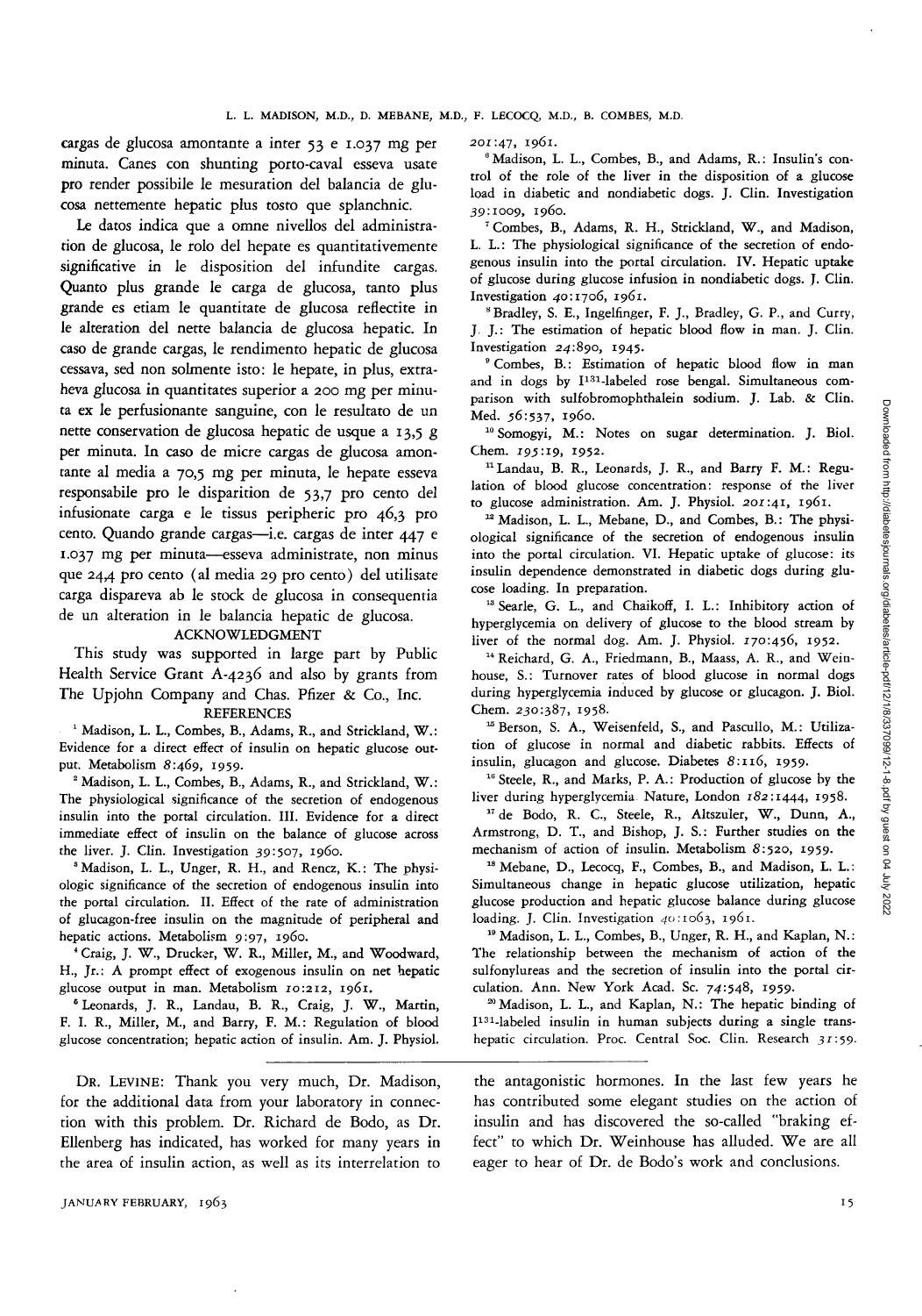cargas de glucosa amontante a inter 53 e 1.037 mg per minuta. Canes con shunting porto-caval esseva usate pro render possibile le mesuration del balancia de glucosa nettemente hepatic plus tosto que splanchnic.

Le datos indica que a omne nivellos del administration de glucosa, le rolo del hepate es quantitativemente significative in le disposition del infundite cargas. Quanto plus grande le carga de glucosa, tanto plus grande es etiam le quantitate de glucosa reflectite in le alteration del nette balancia de glucosa hepatic. In caso de grande cargas, le rendimento hepatic de glucosa cessava, sed non solmente isto: le hepate, in plus, extraheva glucosa in quantitates superior a 200 mg per minuta ex le perfusionante sanguine, con le resultato de un nette conservation de glucosa hepatic de usque a 13,5 g per minuta. In caso de micre cargas de glucosa amontante al media a 70,5 mg per minuta, le hepate esseva responsabile pro le disparition de 53,7 pro cento del infusionate carga e le tissus peripheric pro 46,3 pro cento. Quando grande cargas—i.e. cargas de inter 447 e 1.037 mg per minuta—esseva administrate, non minus que 24,4 pro cento (al media 29 pro cento) del utilisate carga dispareva ab le stock de glucosa in consequentia de un alteration in le balancia hepatic de glucosa.

## ACKNOWLEDGMENT

This study was supported in large part by Public Health Service Grant A-4236 and also by grants from The Upjohn Company and Chas. Pfizer & Co., Inc.

## REFERENCES

[1] Madison, L. L., Combes, B., Adams, R., and Strickland, W.: Evidence for a direct effect of insulin on hepatic glucose output. Metabolism *8*:469, 1959.

[2] Madison, L. L., Combes, B., Adams, R., and Strickland, W.: The physiological significance of the secretion of endogenous insulin into the portal circulation. III. Evidence for a direct immediate effect of insulin on the balance of glucose across the liver. J. Clin. Investigation 39:507, 1960.

[3] Madison, L. L., Unger, R. H., and Rencz, K.: The physiologic significance of the secretion of endogenous insulin into the portal circulation. II. Effect of the rate of administration of glucagon-free insulin on the magnitude of peripheral and hepatic actions. Metabolism *9*:97, 1960.

[4] Craig, J. W., Drucker, W. R., Miller, M., and Woodward, H., Jr.: A prompt effect of exogenous insulin on net hepatic glucose output in man. Metabolism *10*:212, 1961.

[5] Leonards, J. R., Landau, B. R., Craig, J. W., Martin, F. I. R., Miller, M., and Barry, F. M.: Regulation of blood glucose concentration; hepatic action of insulin. Am. J. Physiol. *201*:47, 1961.

[6] Madison, L. L., Combes, B., and Adams, R.: Insulin's control of the role of the liver in the disposition of a glucose load in diabetic and nondiabetic dogs. J. Clin. Investigation *39*:1009, 1960.

[7] Combes, B., Adams, R. H., Strickland, W., and Madison, L. L.: The physiological significance of the secretion of endogenous insulin into the portal circulation. IV. Hepatic uptake of glucose during glucose infusion in nondiabetic dogs. J. Clin. Investigation *40*:1706, 1961.

[8] Bradley, S. E., Ingelfinger, F. J., Bradley, G. P., and Curry, J. J.: The estimation of hepatic blood flow in man. J. Clin. Investigation *24*:890, 1945.

[9] Combes, B.: Estimation of hepatic blood flow in man and in dogs by $I^{131}$-labeled rose bengal. Simultaneous comparison with sulfobromophthalein sodium. J. Lab. & Clin. Med. *56*:537, 1960.

[10] Somogyi, M.: Notes on sugar determination. J. Biol. Chem. *195*:19, 1952.

[11] Landau, B. R., Leonards, J. R., and Barry F. M.: Regulation of blood glucose concentration: response of the liver to glucose administration. Am. J. Physiol. *201*:41, 1961.

[12] Madison, L. L., Mebane, D., and Combes, B.: The physiological significance of the secretion of endogenous insulin into the portal circulation. VI. Hepatic uptake of glucose: its insulin dependence demonstrated in diabetic dogs during glucose loading. In preparation.

[13] Searle, G. L., and Chaikoff, I. L.: Inhibitory action of hyperglycemia on delivery of glucose to the blood stream by liver of the normal dog. Am. J. Physiol. *170*:456, 1952.

[14] Reichard, G. A., Friedmann, B., Maass, A. R., and Weinhouse, S.: Turnover rates of blood glucose in normal dogs during hyperglycemia induced by glucose or glucagon. J. Biol. Chem. *230*:387, 1958.

[15] Berson, S. A., Weisenfeld, S., and Pascullo, M.: Utilization of glucose in normal and diabetic rabbits. Effects of insulin, glucagon and glucose. Diabetes *8*:116, 1959.

[16] Steele, R., and Marks, P. A.: Production of glucose by the liver during hyperglycemia. Nature, London *182*:1444, 1958.

[17] de Bodo, R. C., Steele, R., Altszuler, W., Dunn, A., Armstrong, D. T., and Bishop, J. S.: Further studies on the mechanism of action of insulin. Metabolism *8*:520, 1959.

[18] Mebane, D., Lecocq, F., Combes, B., and Madison, L. L.: Simultaneous change in hepatic glucose utilization, hepatic glucose production and hepatic glucose balance during glucose loading. J. Clin. Investigation *40*:1063, 1961.

[19] Madison, L. L., Combes, B., Unger, R. H., and Kaplan, N.: The relationship between the mechanism of action of the sulfonylureas and the secretion of insulin into the portal circulation. Ann. New York Acad. Sc. *74*:548, 1959.

[20] Madison, L. L., and Kaplan, N.: The hepatic binding of $I^{131}$-labeled insulin in human subjects during a single transhepatic circulation. Proc. Central Soc. Clin. Research *31*:59.

---

DR. LEVINE: Thank you very much, Dr. Madison, for the additional data from your laboratory in connection with this problem. Dr. Richard de Bodo, as Dr. Ellenberg has indicated, has worked for many years in the area of insulin action, as well as its interrelation to the antagonistic hormones. In the last few years he has contributed some elegant studies on the action of insulin and has discovered the so-called "braking effect" to which Dr. Weinhouse has alluded. We are all eager to hear of Dr. de Bodo's work and conclusions.